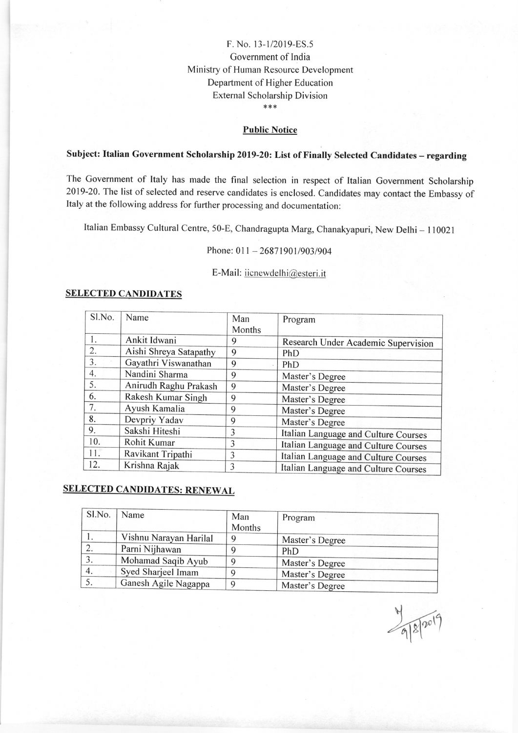F. No. 13-1/2019-ES.5
Government of India
Ministry of Human Resource Development
Department of Higher Education
External Scholarship Division
***

**Public Notice**

**Subject: Italian Government Scholarship 2019-20: List of Finally Selected Candidates – regarding**

The Government of Italy has made the final selection in respect of Italian Government Scholarship 2019-20. The list of selected and reserve candidates is enclosed. Candidates may contact the Embassy of Italy at the following address for further processing and documentation:

Italian Embassy Cultural Centre, 50-E, Chandragupta Marg, Chanakyapuri, New Delhi – 110021

Phone: 011 – 26871901/903/904

E-Mail: iicnewdelhi@esteri.it

**SELECTED CANDIDATES**

| Sl.No. | Name | Man Months | Program |
|---|---|---|---|
| 1. | Ankit Idwani | 9 | Research Under Academic Supervision |
| 2. | Aishi Shreya Satapathy | 9 | PhD |
| 3. | Gayathri Viswanathan | 9 | PhD |
| 4. | Nandini Sharma | 9 | Master's Degree |
| 5. | Anirudh Raghu Prakash | 9 | Master's Degree |
| 6. | Rakesh Kumar Singh | 9 | Master's Degree |
| 7. | Ayush Kamalia | 9 | Master's Degree |
| 8. | Devpriy Yadav | 9 | Master's Degree |
| 9. | Sakshi Hiteshi | 3 | Italian Language and Culture Courses |
| 10. | Rohit Kumar | 3 | Italian Language and Culture Courses |
| 11. | Ravikant Tripathi | 3 | Italian Language and Culture Courses |
| 12. | Krishna Rajak | 3 | Italian Language and Culture Courses |

**SELECTED CANDIDATES: RENEWAL**

| Sl.No. | Name | Man Months | Program |
|---|---|---|---|
| 1. | Vishnu Narayan Harilal | 9 | Master's Degree |
| 2. | Parni Nijhawan | 9 | PhD |
| 3. | Mohamad Saqib Ayub | 9 | Master's Degree |
| 4. | Syed Sharjeel Imam | 9 | Master's Degree |
| 5. | Ganesh Agile Nagappa | 9 | Master's Degree |

9/8/2019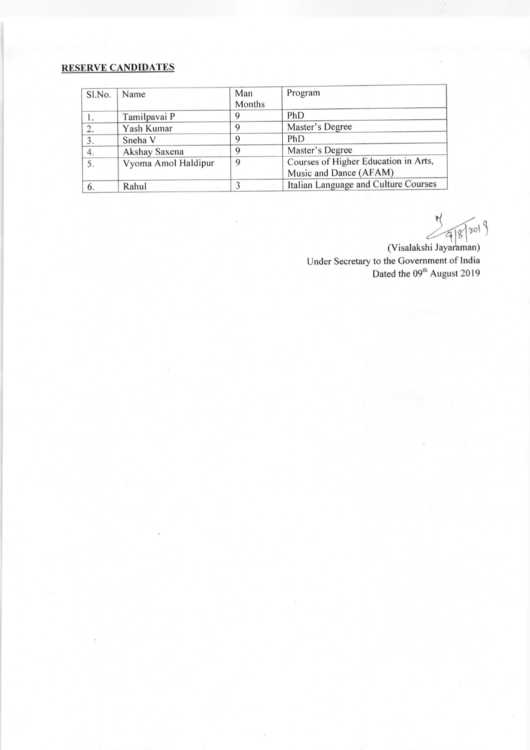**RESERVE CANDIDATES**

| Sl.No. | Name | Man Months | Program |
|---|---|---|---|
| 1. | Tamilpavai P | 9 | PhD |
| 2. | Yash Kumar | 9 | Master's Degree |
| 3. | Sneha V | 9 | PhD |
| 4. | Akshay Saxena | 9 | Master's Degree |
| 5. | Vyoma Amol Haldipur | 9 | Courses of Higher Education in Arts, Music and Dance (AFAM) |
| 6. | Rahul | 3 | Italian Language and Culture Courses |

9/8/2019

(Visalakshi Jayaraman)
Under Secretary to the Government of India
Dated the 09th August 2019